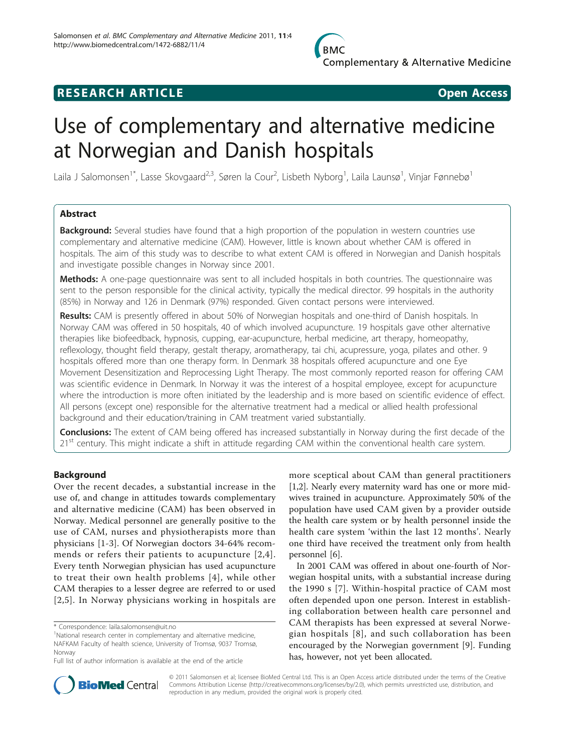**RESEARCH ARTICLE** **Open Access**

# Use of complementary and alternative medicine at Norwegian and Danish hospitals

Laila J Salomonsen[1*], Lasse Skovgaard[2,3], Søren la Cour[2], Lisbeth Nyborg[1], Laila Launsø[1], Vinjar Fønnebø[1]

## Abstract

**Background:** Several studies have found that a high proportion of the population in western countries use complementary and alternative medicine (CAM). However, little is known about whether CAM is offered in hospitals. The aim of this study was to describe to what extent CAM is offered in Norwegian and Danish hospitals and investigate possible changes in Norway since 2001.

**Methods:** A one-page questionnaire was sent to all included hospitals in both countries. The questionnaire was sent to the person responsible for the clinical activity, typically the medical director. 99 hospitals in the authority (85%) in Norway and 126 in Denmark (97%) responded. Given contact persons were interviewed.

**Results:** CAM is presently offered in about 50% of Norwegian hospitals and one-third of Danish hospitals. In Norway CAM was offered in 50 hospitals, 40 of which involved acupuncture. 19 hospitals gave other alternative therapies like biofeedback, hypnosis, cupping, ear-acupuncture, herbal medicine, art therapy, homeopathy, reflexology, thought field therapy, gestalt therapy, aromatherapy, tai chi, acupressure, yoga, pilates and other. 9 hospitals offered more than one therapy form. In Denmark 38 hospitals offered acupuncture and one Eye Movement Desensitization and Reprocessing Light Therapy. The most commonly reported reason for offering CAM was scientific evidence in Denmark. In Norway it was the interest of a hospital employee, except for acupuncture where the introduction is more often initiated by the leadership and is more based on scientific evidence of effect. All persons (except one) responsible for the alternative treatment had a medical or allied health professional background and their education/training in CAM treatment varied substantially.

**Conclusions:** The extent of CAM being offered has increased substantially in Norway during the first decade of the 21st century. This might indicate a shift in attitude regarding CAM within the conventional health care system.

## Background

Over the recent decades, a substantial increase in the use of, and change in attitudes towards complementary and alternative medicine (CAM) has been observed in Norway. Medical personnel are generally positive to the use of CAM, nurses and physiotherapists more than physicians [1-3]. Of Norwegian doctors 34-64% recommends or refers their patients to acupuncture [2,4]. Every tenth Norwegian physician has used acupuncture to treat their own health problems [4], while other CAM therapies to a lesser degree are referred to or used [2,5]. In Norway physicians working in hospitals are more sceptical about CAM than general practitioners [1,2]. Nearly every maternity ward has one or more midwives trained in acupuncture. Approximately 50% of the population have used CAM given by a provider outside the health care system or by health personnel inside the health care system 'within the last 12 months'. Nearly one third have received the treatment only from health personnel [6].

In 2001 CAM was offered in about one-fourth of Norwegian hospital units, with a substantial increase during the 1990 s [7]. Within-hospital practice of CAM most often depended upon one person. Interest in establishing collaboration between health care personnel and CAM therapists has been expressed at several Norwegian hospitals [8], and such collaboration has been encouraged by the Norwegian government [9]. Funding has, however, not yet been allocated.

\* Correspondence: laila.salomonsen@uit.no
[1]National research center in complementary and alternative medicine, NAFKAM Faculty of health science, University of Tromsø, 9037 Tromsø, Norway
Full list of author information is available at the end of the article

© 2011 Salomonsen et al; licensee BioMed Central Ltd. This is an Open Access article distributed under the terms of the Creative Commons Attribution License (http://creativecommons.org/licenses/by/2.0), which permits unrestricted use, distribution, and reproduction in any medium, provided the original work is properly cited.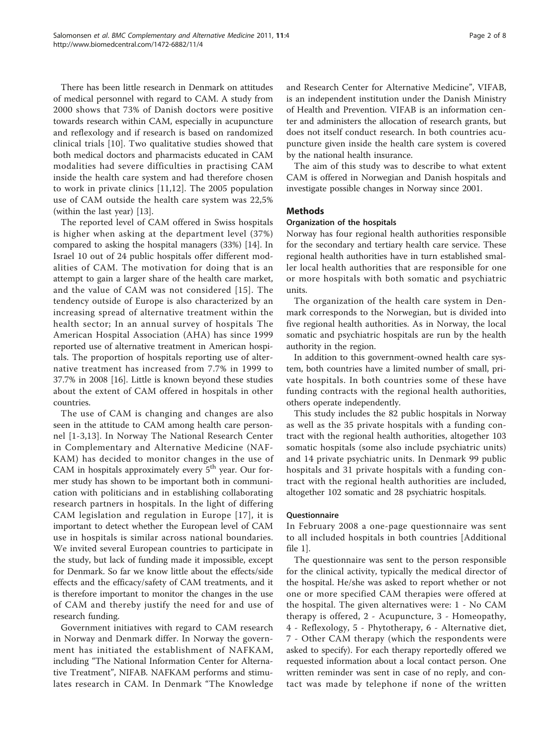There has been little research in Denmark on attitudes of medical personnel with regard to CAM. A study from 2000 shows that 73% of Danish doctors were positive towards research within CAM, especially in acupuncture and reflexology and if research is based on randomized clinical trials [10]. Two qualitative studies showed that both medical doctors and pharmacists educated in CAM modalities had severe difficulties in practising CAM inside the health care system and had therefore chosen to work in private clinics [11,12]. The 2005 population use of CAM outside the health care system was 22,5% (within the last year) [13].

The reported level of CAM offered in Swiss hospitals is higher when asking at the department level (37%) compared to asking the hospital managers (33%) [14]. In Israel 10 out of 24 public hospitals offer different modalities of CAM. The motivation for doing that is an attempt to gain a larger share of the health care market, and the value of CAM was not considered [15]. The tendency outside of Europe is also characterized by an increasing spread of alternative treatment within the health sector; In an annual survey of hospitals The American Hospital Association (AHA) has since 1999 reported use of alternative treatment in American hospitals. The proportion of hospitals reporting use of alternative treatment has increased from 7.7% in 1999 to 37.7% in 2008 [16]. Little is known beyond these studies about the extent of CAM offered in hospitals in other countries.

The use of CAM is changing and changes are also seen in the attitude to CAM among health care personnel [1-3,13]. In Norway The National Research Center in Complementary and Alternative Medicine (NAFKAM) has decided to monitor changes in the use of CAM in hospitals approximately every 5th year. Our former study has shown to be important both in communication with politicians and in establishing collaborating research partners in hospitals. In the light of differing CAM legislation and regulation in Europe [17], it is important to detect whether the European level of CAM use in hospitals is similar across national boundaries. We invited several European countries to participate in the study, but lack of funding made it impossible, except for Denmark. So far we know little about the effects/side effects and the efficacy/safety of CAM treatments, and it is therefore important to monitor the changes in the use of CAM and thereby justify the need for and use of research funding.

Government initiatives with regard to CAM research in Norway and Denmark differ. In Norway the government has initiated the establishment of NAFKAM, including "The National Information Center for Alternative Treatment", NIFAB. NAFKAM performs and stimulates research in CAM. In Denmark "The Knowledge and Research Center for Alternative Medicine", VIFAB, is an independent institution under the Danish Ministry of Health and Prevention. VIFAB is an information center and administers the allocation of research grants, but does not itself conduct research. In both countries acupuncture given inside the health care system is covered by the national health insurance.

The aim of this study was to describe to what extent CAM is offered in Norwegian and Danish hospitals and investigate possible changes in Norway since 2001.

## Methods

### Organization of the hospitals

Norway has four regional health authorities responsible for the secondary and tertiary health care service. These regional health authorities have in turn established smaller local health authorities that are responsible for one or more hospitals with both somatic and psychiatric units.

The organization of the health care system in Denmark corresponds to the Norwegian, but is divided into five regional health authorities. As in Norway, the local somatic and psychiatric hospitals are run by the health authority in the region.

In addition to this government-owned health care system, both countries have a limited number of small, private hospitals. In both countries some of these have funding contracts with the regional health authorities, others operate independently.

This study includes the 82 public hospitals in Norway as well as the 35 private hospitals with a funding contract with the regional health authorities, altogether 103 somatic hospitals (some also include psychiatric units) and 14 private psychiatric units. In Denmark 99 public hospitals and 31 private hospitals with a funding contract with the regional health authorities are included, altogether 102 somatic and 28 psychiatric hospitals.

### Questionnaire

In February 2008 a one-page questionnaire was sent to all included hospitals in both countries [Additional file 1].

The questionnaire was sent to the person responsible for the clinical activity, typically the medical director of the hospital. He/she was asked to report whether or not one or more specified CAM therapies were offered at the hospital. The given alternatives were: 1 - No CAM therapy is offered, 2 - Acupuncture, 3 - Homeopathy, 4 - Reflexology, 5 - Phytotherapy, 6 - Alternative diet, 7 - Other CAM therapy (which the respondents were asked to specify). For each therapy reportedly offered we requested information about a local contact person. One written reminder was sent in case of no reply, and contact was made by telephone if none of the written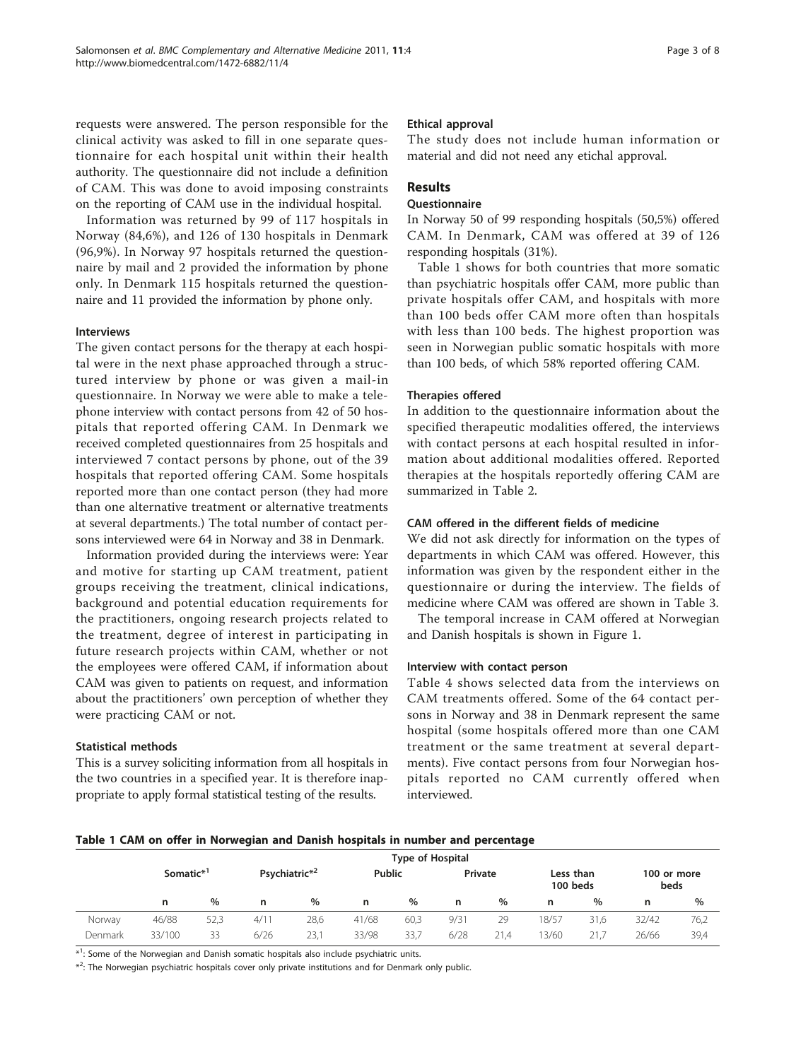requests were answered. The person responsible for the clinical activity was asked to fill in one separate questionnaire for each hospital unit within their health authority. The questionnaire did not include a definition of CAM. This was done to avoid imposing constraints on the reporting of CAM use in the individual hospital.

Information was returned by 99 of 117 hospitals in Norway (84,6%), and 126 of 130 hospitals in Denmark (96,9%). In Norway 97 hospitals returned the questionnaire by mail and 2 provided the information by phone only. In Denmark 115 hospitals returned the questionnaire and 11 provided the information by phone only.

### Interviews

The given contact persons for the therapy at each hospital were in the next phase approached through a structured interview by phone or was given a mail-in questionnaire. In Norway we were able to make a telephone interview with contact persons from 42 of 50 hospitals that reported offering CAM. In Denmark we received completed questionnaires from 25 hospitals and interviewed 7 contact persons by phone, out of the 39 hospitals that reported offering CAM. Some hospitals reported more than one contact person (they had more than one alternative treatment or alternative treatments at several departments.) The total number of contact persons interviewed were 64 in Norway and 38 in Denmark.

Information provided during the interviews were: Year and motive for starting up CAM treatment, patient groups receiving the treatment, clinical indications, background and potential education requirements for the practitioners, ongoing research projects related to the treatment, degree of interest in participating in future research projects within CAM, whether or not the employees were offered CAM, if information about CAM was given to patients on request, and information about the practitioners' own perception of whether they were practicing CAM or not.

### Statistical methods

This is a survey soliciting information from all hospitals in the two countries in a specified year. It is therefore inappropriate to apply formal statistical testing of the results.

### Ethical approval

The study does not include human information or material and did not need any etichal approval.

## Results

### Questionnaire

In Norway 50 of 99 responding hospitals (50,5%) offered CAM. In Denmark, CAM was offered at 39 of 126 responding hospitals (31%).

Table 1 shows for both countries that more somatic than psychiatric hospitals offer CAM, more public than private hospitals offer CAM, and hospitals with more than 100 beds offer CAM more often than hospitals with less than 100 beds. The highest proportion was seen in Norwegian public somatic hospitals with more than 100 beds, of which 58% reported offering CAM.

### Therapies offered

In addition to the questionnaire information about the specified therapeutic modalities offered, the interviews with contact persons at each hospital resulted in information about additional modalities offered. Reported therapies at the hospitals reportedly offering CAM are summarized in Table 2.

### CAM offered in the different fields of medicine

We did not ask directly for information on the types of departments in which CAM was offered. However, this information was given by the respondent either in the questionnaire or during the interview. The fields of medicine where CAM was offered are shown in Table 3.

The temporal increase in CAM offered at Norwegian and Danish hospitals is shown in Figure 1.

### Interview with contact person

Table 4 shows selected data from the interviews on CAM treatments offered. Some of the 64 contact persons in Norway and 38 in Denmark represent the same hospital (some hospitals offered more than one CAM treatment or the same treatment at several departments). Five contact persons from four Norwegian hospitals reported no CAM currently offered when interviewed.

**Table 1 CAM on offer in Norwegian and Danish hospitals in number and percentage**

| | Type of Hospital | | | | | | | | | | | |
|---|---|---|---|---|---|---|---|---|---|---|---|---|
| | Somatic*[1] | | Psychiatric*[2] | | Public | | Private | | Less than 100 beds | | 100 or more beds | |
| | n | % | n | % | n | % | n | % | n | % | n | % |
| Norway | 46/88 | 52,3 | 4/11 | 28,6 | 41/68 | 60,3 | 9/31 | 29 | 18/57 | 31,6 | 32/42 | 76,2 |
| Denmark | 33/100 | 33 | 6/26 | 23,1 | 33/98 | 33,7 | 6/28 | 21,4 | 13/60 | 21,7 | 26/66 | 39,4 |

*[1]: Some of the Norwegian and Danish somatic hospitals also include psychiatric units.

*[2]: The Norwegian psychiatric hospitals cover only private institutions and for Denmark only public.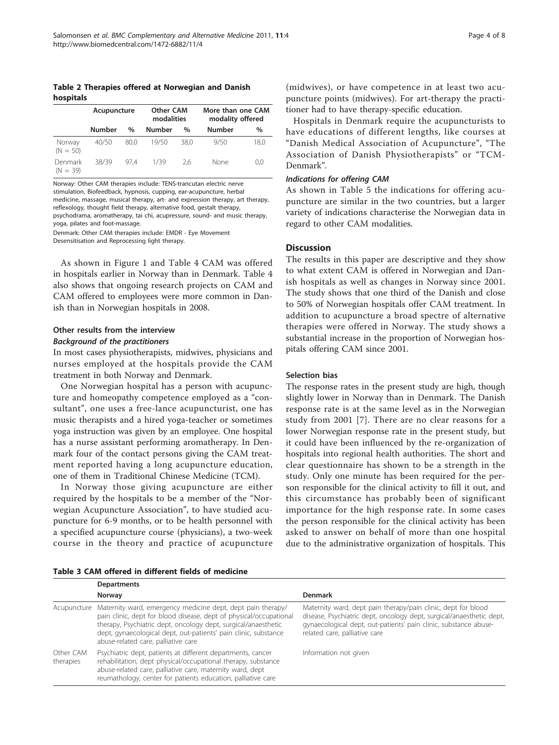**Table 2 Therapies offered at Norwegian and Danish hospitals**

| | Acupuncture | | Other CAM modalities | | More than one CAM modality offered | |
|---|---|---|---|---|---|---|
| | Number | % | Number | % | Number | % |
| Norway (N = 50) | 40/50 | 80,0 | 19/50 | 38,0 | 9/50 | 18,0 |
| Denmark (N = 39) | 38/39 | 97,4 | 1/39 | 2,6 | None | 0,0 |

Norway: Other CAM therapies include: TENS-trancutan electric nerve stimulation, Biofeedback, hypnosis, cupping, ear-acupuncture, herbal medicine, massage, musical therapy, art- and expression therapy, art therapy, reflexology, thought field therapy, alternative food, gestalt therapy, psychodrama, aromatherapy, tai chi, acupressure, sound- and music therapy, yoga, pilates and foot-massage.

Denmark: Other CAM therapies include: EMDR - Eye Movement Desensitisation and Reprocessing light therapy.

As shown in Figure 1 and Table 4 CAM was offered in hospitals earlier in Norway than in Denmark. Table 4 also shows that ongoing research projects on CAM and CAM offered to employees were more common in Danish than in Norwegian hospitals in 2008.

### Other results from the interview

#### *Background of the practitioners*

In most cases physiotherapists, midwives, physicians and nurses employed at the hospitals provide the CAM treatment in both Norway and Denmark.

One Norwegian hospital has a person with acupuncture and homeopathy competence employed as a "consultant", one uses a free-lance acupuncturist, one has music therapists and a hired yoga-teacher or sometimes yoga instruction was given by an employee. One hospital has a nurse assistant performing aromatherapy. In Denmark four of the contact persons giving the CAM treatment reported having a long acupuncture education, one of them in Traditional Chinese Medicine (TCM).

In Norway those giving acupuncture are either required by the hospitals to be a member of the "Norwegian Acupuncture Association", to have studied acupuncture for 6-9 months, or to be health personnel with a specified acupuncture course (physicians), a two-week course in the theory and practice of acupuncture (midwives), or have competence in at least two acupuncture points (midwives). For art-therapy the practitioner had to have therapy-specific education.

Hospitals in Denmark require the acupuncturists to have educations of different lengths, like courses at "Danish Medical Association of Acupuncture", "The Association of Danish Physiotherapists" or "TCM-Denmark".

#### *Indications for offering CAM*

As shown in Table 5 the indications for offering acupuncture are similar in the two countries, but a larger variety of indications characterise the Norwegian data in regard to other CAM modalities.

## Discussion

The results in this paper are descriptive and they show to what extent CAM is offered in Norwegian and Danish hospitals as well as changes in Norway since 2001. The study shows that one third of the Danish and close to 50% of Norwegian hospitals offer CAM treatment. In addition to acupuncture a broad spectre of alternative therapies were offered in Norway. The study shows a substantial increase in the proportion of Norwegian hospitals offering CAM since 2001.

### Selection bias

The response rates in the present study are high, though slightly lower in Norway than in Denmark. The Danish response rate is at the same level as in the Norwegian study from 2001 [7]. There are no clear reasons for a lower Norwegian response rate in the present study, but it could have been influenced by the re-organization of hospitals into regional health authorities. The short and clear questionnaire has shown to be a strength in the study. Only one minute has been required for the person responsible for the clinical activity to fill it out, and this circumstance has probably been of significant importance for the high response rate. In some cases the person responsible for the clinical activity has been asked to answer on behalf of more than one hospital due to the administrative organization of hospitals. This

**Table 3 CAM offered in different fields of medicine**

| | Departments | |
|---|---|---|
| | Norway | Denmark |
| Acupuncture | Maternity ward, emergency medicine dept, dept pain therapy/ pain clinic, dept for blood disease, dept of physical/occupational therapy, Psychiatric dept, oncology dept, surgical/anaesthetic dept, gynaecological dept, out-patients' pain clinic, substance abuse-related care, palliative care | Maternity ward, dept pain therapy/pain clinic, dept for blood disease, Psychiatric dept, oncology dept, surgical/anaesthetic dept, gynaecological dept, out-patients' pain clinic, substance abuse-related care, palliative care |
| Other CAM therapies | Psychiatric dept, patients at different departments, cancer rehabilitation, dept physical/occupational therapy, substance abuse-related care, palliative care, maternity ward, dept reumathology, center for patients education, palliative care | Information not given |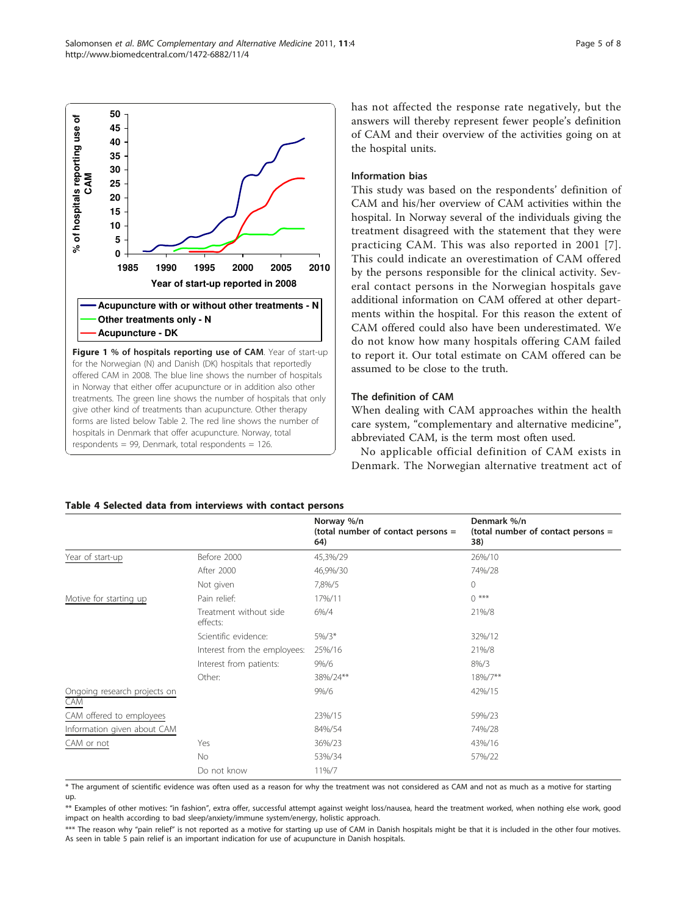**Figure 1 % of hospitals reporting use of CAM**. Year of start-up for the Norwegian (N) and Danish (DK) hospitals that reportedly offered CAM in 2008. The blue line shows the number of hospitals in Norway that either offer acupuncture or in addition also other treatments. The green line shows the number of hospitals that only give other kind of treatments than acupuncture. Other therapy forms are listed below Table 2. The red line shows the number of hospitals in Denmark that offer acupuncture. Norway, total respondents = 99, Denmark, total respondents = 126.

has not affected the response rate negatively, but the answers will thereby represent fewer people's definition of CAM and their overview of the activities going on at the hospital units.

### Information bias

This study was based on the respondents' definition of CAM and his/her overview of CAM activities within the hospital. In Norway several of the individuals giving the treatment disagreed with the statement that they were practicing CAM. This was also reported in 2001 [7]. This could indicate an overestimation of CAM offered by the persons responsible for the clinical activity. Several contact persons in the Norwegian hospitals gave additional information on CAM offered at other departments within the hospital. For this reason the extent of CAM offered could also have been underestimated. We do not know how many hospitals offering CAM failed to report it. Our total estimate on CAM offered can be assumed to be close to the truth.

### The definition of CAM

When dealing with CAM approaches within the health care system, "complementary and alternative medicine", abbreviated CAM, is the term most often used.

No applicable official definition of CAM exists in Denmark. The Norwegian alternative treatment act of

**Table 4 Selected data from interviews with contact persons**

| | | Norway %/n (total number of contact persons = 64) | Denmark %/n (total number of contact persons = 38) |
|---|---|---|---|
| Year of start-up | Before 2000 | 45,3%/29 | 26%/10 |
| | After 2000 | 46,9%/30 | 74%/28 |
| | Not given | 7,8%/5 | 0 |
| Motive for starting up | Pain relief: | 17%/11 | 0 *** |
| | Treatment without side effects: | 6%/4 | 21%/8 |
| | Scientific evidence: | 5%/3* | 32%/12 |
| | Interest from the employees: | 25%/16 | 21%/8 |
| | Interest from patients: | 9%/6 | 8%/3 |
| | Other: | 38%/24** | 18%/7** |
| Ongoing research projects on CAM | | 9%/6 | 42%/15 |
| CAM offered to employees | | 23%/15 | 59%/23 |
| Information given about CAM | | 84%/54 | 74%/28 |
| CAM or not | Yes | 36%/23 | 43%/16 |
| | No | 53%/34 | 57%/22 |
| | Do not know | 11%/7 | |

* The argument of scientific evidence was often used as a reason for why the treatment was not considered as CAM and not as much as a motive for starting up.

** Examples of other motives: "in fashion", extra offer, successful attempt against weight loss/nausea, heard the treatment worked, when nothing else work, good impact on health according to bad sleep/anxiety/immune system/energy, holistic approach.

*** The reason why "pain relief" is not reported as a motive for starting up use of CAM in Danish hospitals might be that it is included in the other four motives. As seen in table 5 pain relief is an important indication for use of acupuncture in Danish hospitals.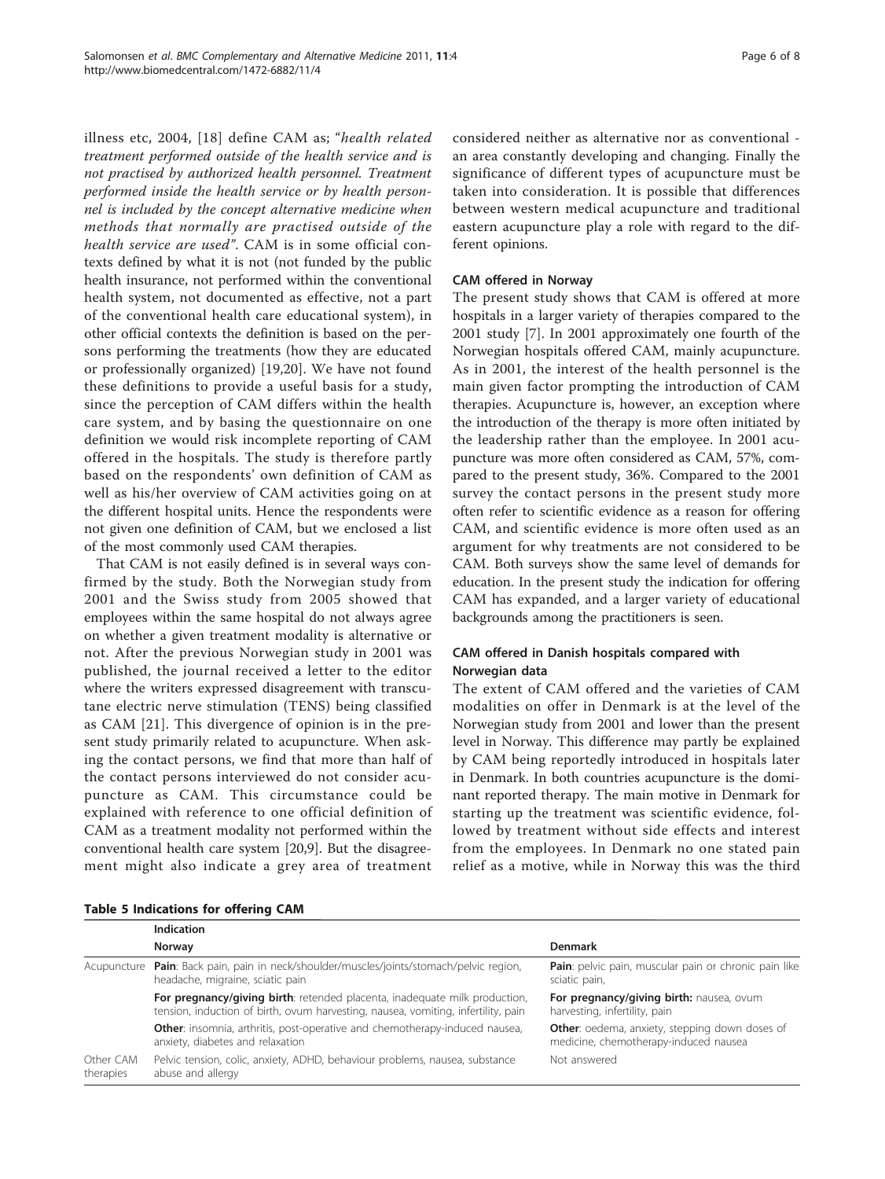illness etc, 2004, [18] define CAM as; "*health related treatment performed outside of the health service and is not practised by authorized health personnel. Treatment performed inside the health service or by health personnel is included by the concept alternative medicine when methods that normally are practised outside of the health service are used*". CAM is in some official contexts defined by what it is not (not funded by the public health insurance, not performed within the conventional health system, not documented as effective, not a part of the conventional health care educational system), in other official contexts the definition is based on the persons performing the treatments (how they are educated or professionally organized) [19,20]. We have not found these definitions to provide a useful basis for a study, since the perception of CAM differs within the health care system, and by basing the questionnaire on one definition we would risk incomplete reporting of CAM offered in the hospitals. The study is therefore partly based on the respondents' own definition of CAM as well as his/her overview of CAM activities going on at the different hospital units. Hence the respondents were not given one definition of CAM, but we enclosed a list of the most commonly used CAM therapies.

That CAM is not easily defined is in several ways confirmed by the study. Both the Norwegian study from 2001 and the Swiss study from 2005 showed that employees within the same hospital do not always agree on whether a given treatment modality is alternative or not. After the previous Norwegian study in 2001 was published, the journal received a letter to the editor where the writers expressed disagreement with transcutane electric nerve stimulation (TENS) being classified as CAM [21]. This divergence of opinion is in the present study primarily related to acupuncture. When asking the contact persons, we find that more than half of the contact persons interviewed do not consider acupuncture as CAM. This circumstance could be explained with reference to one official definition of CAM as a treatment modality not performed within the conventional health care system [20,9]. But the disagreement might also indicate a grey area of treatment considered neither as alternative nor as conventional - an area constantly developing and changing. Finally the significance of different types of acupuncture must be taken into consideration. It is possible that differences between western medical acupuncture and traditional eastern acupuncture play a role with regard to the different opinions.

### CAM offered in Norway

The present study shows that CAM is offered at more hospitals in a larger variety of therapies compared to the 2001 study [7]. In 2001 approximately one fourth of the Norwegian hospitals offered CAM, mainly acupuncture. As in 2001, the interest of the health personnel is the main given factor prompting the introduction of CAM therapies. Acupuncture is, however, an exception where the introduction of the therapy is more often initiated by the leadership rather than the employee. In 2001 acupuncture was more often considered as CAM, 57%, compared to the present study, 36%. Compared to the 2001 survey the contact persons in the present study more often refer to scientific evidence as a reason for offering CAM, and scientific evidence is more often used as an argument for why treatments are not considered to be CAM. Both surveys show the same level of demands for education. In the present study the indication for offering CAM has expanded, and a larger variety of educational backgrounds among the practitioners is seen.

### CAM offered in Danish hospitals compared with Norwegian data

The extent of CAM offered and the varieties of CAM modalities on offer in Denmark is at the level of the Norwegian study from 2001 and lower than the present level in Norway. This difference may partly be explained by CAM being reportedly introduced in hospitals later in Denmark. In both countries acupuncture is the dominant reported therapy. The main motive in Denmark for starting up the treatment was scientific evidence, followed by treatment without side effects and interest from the employees. In Denmark no one stated pain relief as a motive, while in Norway this was the third

**Table 5 Indications for offering CAM**

| | Indication | |
|---|---|---|
| | Norway | Denmark |
| Acupuncture | **Pain**: Back pain, pain in neck/shoulder/muscles/joints/stomach/pelvic region, headache, migraine, sciatic pain | **Pain**: pelvic pain, muscular pain or chronic pain like sciatic pain, |
| | **For pregnancy/giving birth**: retended placenta, inadequate milk production, tension, induction of birth, ovum harvesting, nausea, vomiting, infertility, pain | **For pregnancy/giving birth:** nausea, ovum harvesting, infertility, pain |
| | **Other**: insomnia, arthritis, post-operative and chemotherapy-induced nausea, anxiety, diabetes and relaxation | **Other**: oedema, anxiety, stepping down doses of medicine, chemotherapy-induced nausea |
| Other CAM therapies | Pelvic tension, colic, anxiety, ADHD, behaviour problems, nausea, substance abuse and allergy | Not answered |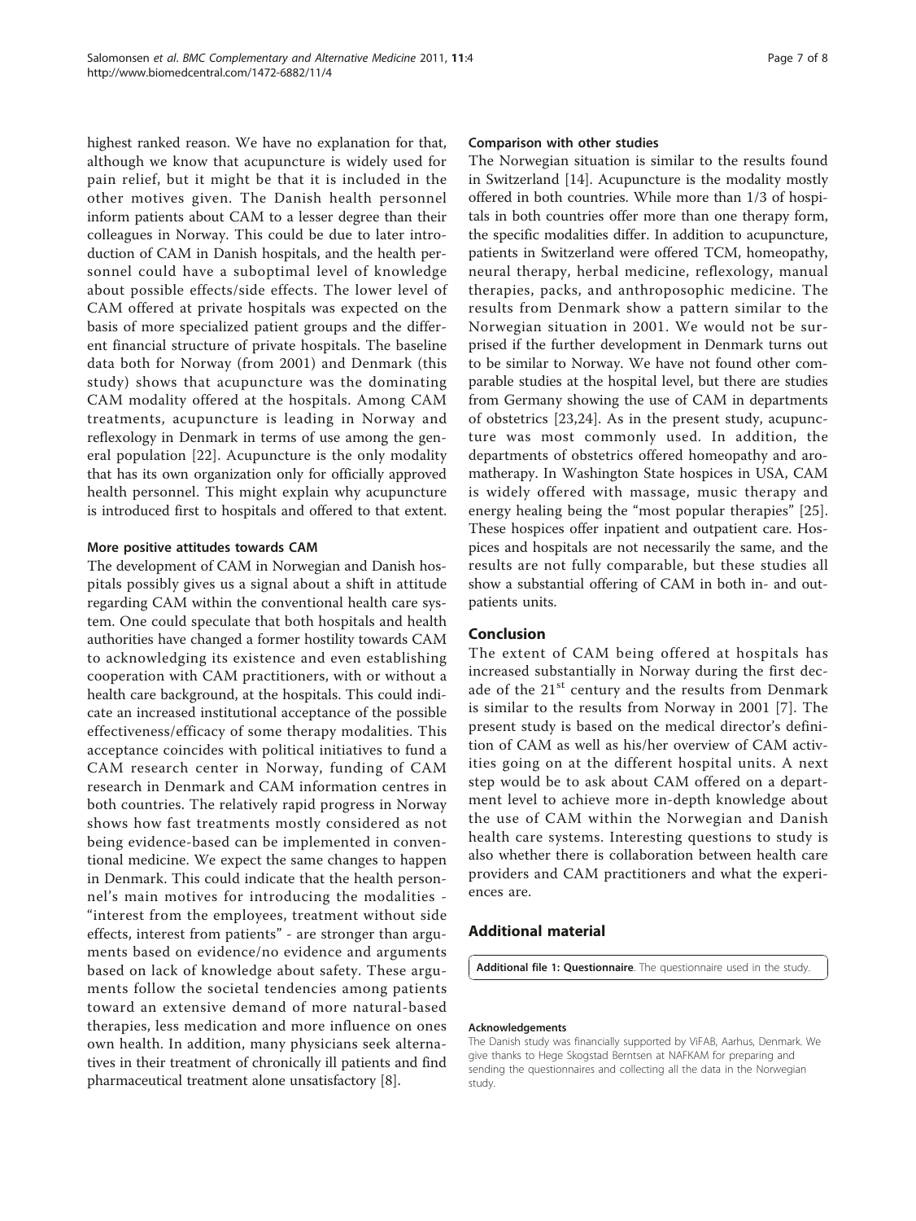highest ranked reason. We have no explanation for that, although we know that acupuncture is widely used for pain relief, but it might be that it is included in the other motives given. The Danish health personnel inform patients about CAM to a lesser degree than their colleagues in Norway. This could be due to later introduction of CAM in Danish hospitals, and the health personnel could have a suboptimal level of knowledge about possible effects/side effects. The lower level of CAM offered at private hospitals was expected on the basis of more specialized patient groups and the different financial structure of private hospitals. The baseline data both for Norway (from 2001) and Denmark (this study) shows that acupuncture was the dominating CAM modality offered at the hospitals. Among CAM treatments, acupuncture is leading in Norway and reflexology in Denmark in terms of use among the general population [22]. Acupuncture is the only modality that has its own organization only for officially approved health personnel. This might explain why acupuncture is introduced first to hospitals and offered to that extent.

#### More positive attitudes towards CAM

The development of CAM in Norwegian and Danish hospitals possibly gives us a signal about a shift in attitude regarding CAM within the conventional health care system. One could speculate that both hospitals and health authorities have changed a former hostility towards CAM to acknowledging its existence and even establishing cooperation with CAM practitioners, with or without a health care background, at the hospitals. This could indicate an increased institutional acceptance of the possible effectiveness/efficacy of some therapy modalities. This acceptance coincides with political initiatives to fund a CAM research center in Norway, funding of CAM research in Denmark and CAM information centres in both countries. The relatively rapid progress in Norway shows how fast treatments mostly considered as not being evidence-based can be implemented in conventional medicine. We expect the same changes to happen in Denmark. This could indicate that the health personnel's main motives for introducing the modalities - "interest from the employees, treatment without side effects, interest from patients" - are stronger than arguments based on evidence/no evidence and arguments based on lack of knowledge about safety. These arguments follow the societal tendencies among patients toward an extensive demand of more natural-based therapies, less medication and more influence on ones own health. In addition, many physicians seek alternatives in their treatment of chronically ill patients and find pharmaceutical treatment alone unsatisfactory [8].

#### Comparison with other studies

The Norwegian situation is similar to the results found in Switzerland [14]. Acupuncture is the modality mostly offered in both countries. While more than 1/3 of hospitals in both countries offer more than one therapy form, the specific modalities differ. In addition to acupuncture, patients in Switzerland were offered TCM, homeopathy, neural therapy, herbal medicine, reflexology, manual therapies, packs, and anthroposophic medicine. The results from Denmark show a pattern similar to the Norwegian situation in 2001. We would not be surprised if the further development in Denmark turns out to be similar to Norway. We have not found other comparable studies at the hospital level, but there are studies from Germany showing the use of CAM in departments of obstetrics [23,24]. As in the present study, acupuncture was most commonly used. In addition, the departments of obstetrics offered homeopathy and aromatherapy. In Washington State hospices in USA, CAM is widely offered with massage, music therapy and energy healing being the "most popular therapies" [25]. These hospices offer inpatient and outpatient care. Hospices and hospitals are not necessarily the same, and the results are not fully comparable, but these studies all show a substantial offering of CAM in both in- and outpatients units.

### Conclusion

The extent of CAM being offered at hospitals has increased substantially in Norway during the first decade of the 21st century and the results from Denmark is similar to the results from Norway in 2001 [7]. The present study is based on the medical director's definition of CAM as well as his/her overview of CAM activities going on at the different hospital units. A next step would be to ask about CAM offered on a department level to achieve more in-depth knowledge about the use of CAM within the Norwegian and Danish health care systems. Interesting questions to study is also whether there is collaboration between health care providers and CAM practitioners and what the experiences are.

## Additional material

**Additional file 1: Questionnaire**. The questionnaire used in the study.

#### Acknowledgements

The Danish study was financially supported by ViFAB, Aarhus, Denmark. We give thanks to Hege Skogstad Berntsen at NAFKAM for preparing and sending the questionnaires and collecting all the data in the Norwegian study.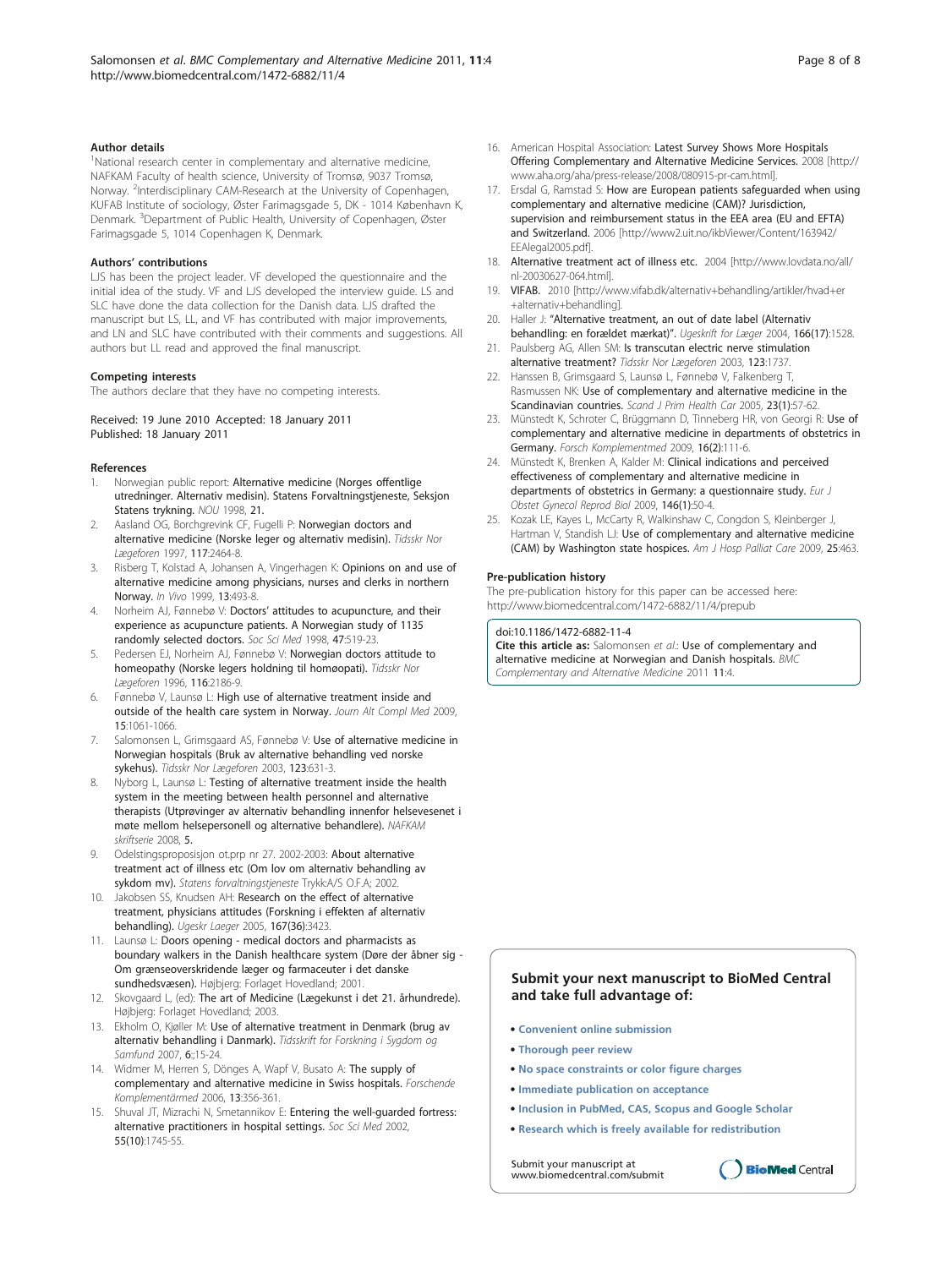### Author details

[1]National research center in complementary and alternative medicine, NAFKAM Faculty of health science, University of Tromsø, 9037 Tromsø, Norway. [2]Interdisciplinary CAM-Research at the University of Copenhagen, KUFAB Institute of sociology, Øster Farimagsgade 5, DK - 1014 København K, Denmark. [3]Department of Public Health, University of Copenhagen, Øster Farimagsgade 5, 1014 Copenhagen K, Denmark.

### Authors' contributions

LJS has been the project leader. VF developed the questionnaire and the initial idea of the study. VF and LJS developed the interview guide. LS and SLC have done the data collection for the Danish data. LJS drafted the manuscript but LS, LL, and VF has contributed with major improvements, and LN and SLC have contributed with their comments and suggestions. All authors but LL read and approved the final manuscript.

### Competing interests

The authors declare that they have no competing interests.

Received: 19 June 2010 Accepted: 18 January 2011
Published: 18 January 2011

### References

1. Norwegian public report: **Alternative medicine (Norges offentlige utredninger. Alternativ medisin). Statens Forvaltningstjeneste, Seksjon Statens trykning.** *NOU* 1998, **21**.
2. Aasland OG, Borchgrevink CF, Fugelli P: **Norwegian doctors and alternative medicine (Norske leger og alternativ medisin).** *Tidsskr Nor Lægeforen* 1997, **117**:2464-8.
3. Risberg T, Kolstad A, Johansen A, Vingerhagen K: **Opinions on and use of alternative medicine among physicians, nurses and clerks in northern Norway.** *In Vivo* 1999, **13**:493-8.
4. Norheim AJ, Fønnebø V: **Doctors' attitudes to acupuncture, and their experience as acupuncture patients. A Norwegian study of 1135 randomly selected doctors.** *Soc Sci Med* 1998, **47**:519-23.
5. Pedersen EJ, Norheim AJ, Fønnebø V: **Norwegian doctors attitude to homeopathy (Norske legers holdning til homøopati).** *Tidsskr Nor Lægeforen* 1996, **116**:2186-9.
6. Fønnebø V, Launsø L: **High use of alternative treatment inside and outside of the health care system in Norway.** *Journ Alt Compl Med* 2009, **15**:1061-1066.
7. Salomonsen L, Grimsgaard AS, Fønnebø V: **Use of alternative medicine in Norwegian hospitals (Bruk av alternative behandling ved norske sykehus).** *Tidsskr Nor Lægeforen* 2003, **123**:631-3.
8. Nyborg L, Launsø L: **Testing of alternative treatment inside the health system in the meeting between health personnel and alternative therapists (Utprøvinger av alternativ behandling innenfor helsevesenet i møte mellom helsepersonell og alternative behandlere).** *NAFKAM skriftserie* 2008, **5**.
9. Odelstingsproposisjon ot.prp nr 27. 2002-2003: **About alternative treatment act of illness etc (Om lov om alternativ behandling av sykdom mv).** *Statens forvaltningstjeneste* Trykk:A/S O.F.A; 2002.
10. Jakobsen SS, Knudsen AH: **Research on the effect of alternative treatment, physicians attitudes (Forskning i effekten af alternativ behandling).** *Ugeskr Laeger* 2005, **167(36)**:3423.
11. Launsø L: **Doors opening - medical doctors and pharmacists as boundary walkers in the Danish healthcare system (Døre der åbner sig - Om grænseoverskridende læger og farmaceuter i det danske sundhedsvæsen).** Højbjerg: Forlaget Hovedland; 2001.
12. Skovgaard L, (ed): **The art of Medicine (Lægekunst i det 21. århundrede).** Højbjerg: Forlaget Hovedland; 2003.
13. Ekholm O, Kjøller M: **Use of alternative treatment in Denmark (brug av alternativ behandling i Danmark).** *Tidsskrift for Forskning i Sygdom og Samfund* 2007, **6**:;15-24.
14. Widmer M, Herren S, Dönges A, Wapf V, Busato A: **The supply of complementary and alternative medicine in Swiss hospitals.** *Forschende Komplementärmed* 2006, **13**:356-361.
15. Shuval JT, Mizrachi N, Smetannikov E: **Entering the well-guarded fortress: alternative practitioners in hospital settings.** *Soc Sci Med* 2002, **55(10)**:1745-55.
16. American Hospital Association: **Latest Survey Shows More Hospitals Offering Complementary and Alternative Medicine Services.** 2008 [http://www.aha.org/aha/press-release/2008/080915-pr-cam.html].
17. Ersdal G, Ramstad S: **How are European patients safeguarded when using complementary and alternative medicine (CAM)? Jurisdiction, supervision and reimbursement status in the EEA area (EU and EFTA) and Switzerland.** 2006 [http://www2.uit.no/ikbViewer/Content/163942/EEAlegal2005.pdf].
18. **Alternative treatment act of illness etc.** 2004 [http://www.lovdata.no/all/nl-20030627-064.html].
19. **VIFAB.** 2010 [http://www.vifab.dk/alternativ+behandling/artikler/hvad+er+alternativ+behandling].
20. Haller J: **"Alternative treatment, an out of date label (Alternativ behandling: en forældet mærkat)".** *Ugeskrift for Læger* 2004, **166(17)**:1528.
21. Paulsberg AG, Allen SM: **Is transcutan electric nerve stimulation alternative treatment?** *Tidsskr Nor Lægeforen* 2003, **123**:1737.
22. Hanssen B, Grimsgaard S, Launsø L, Fønnebø V, Falkenberg T, Rasmussen NK: **Use of complementary and alternative medicine in the Scandinavian countries.** *Scand J Prim Health Car* 2005, **23(1)**:57-62.
23. Münstedt K, Schroter C, Brüggmann D, Tinneberg HR, von Georgi R: **Use of complementary and alternative medicine in departments of obstetrics in Germany.** *Forsch Komplementmed* 2009, **16(2)**:111-6.
24. Münstedt K, Brenken A, Kalder M: **Clinical indications and perceived effectiveness of complementary and alternative medicine in departments of obstetrics in Germany: a questionnaire study.** *Eur J Obstet Gynecol Reprod Biol* 2009, **146(1)**:50-4.
25. Kozak LE, Kayes L, McCarty R, Walkinshaw C, Congdon S, Kleinberger J, Hartman V, Standish LJ: **Use of complementary and alternative medicine (CAM) by Washington state hospices.** *Am J Hosp Palliat Care* 2009, **25**:463.

### Pre-publication history

The pre-publication history for this paper can be accessed here:
http://www.biomedcentral.com/1472-6882/11/4/prepub

doi:10.1186/1472-6882-11-4
**Cite this article as:** Salomonsen *et al.*: Use of complementary and alternative medicine at Norwegian and Danish hospitals. *BMC Complementary and Alternative Medicine* 2011 **11**:4.

**Submit your next manuscript to BioMed Central and take full advantage of:**

- Convenient online submission
- Thorough peer review
- No space constraints or color figure charges
- Immediate publication on acceptance
- Inclusion in PubMed, CAS, Scopus and Google Scholar
- Research which is freely available for redistribution

Submit your manuscript at
www.biomedcentral.com/submit

BioMed Central